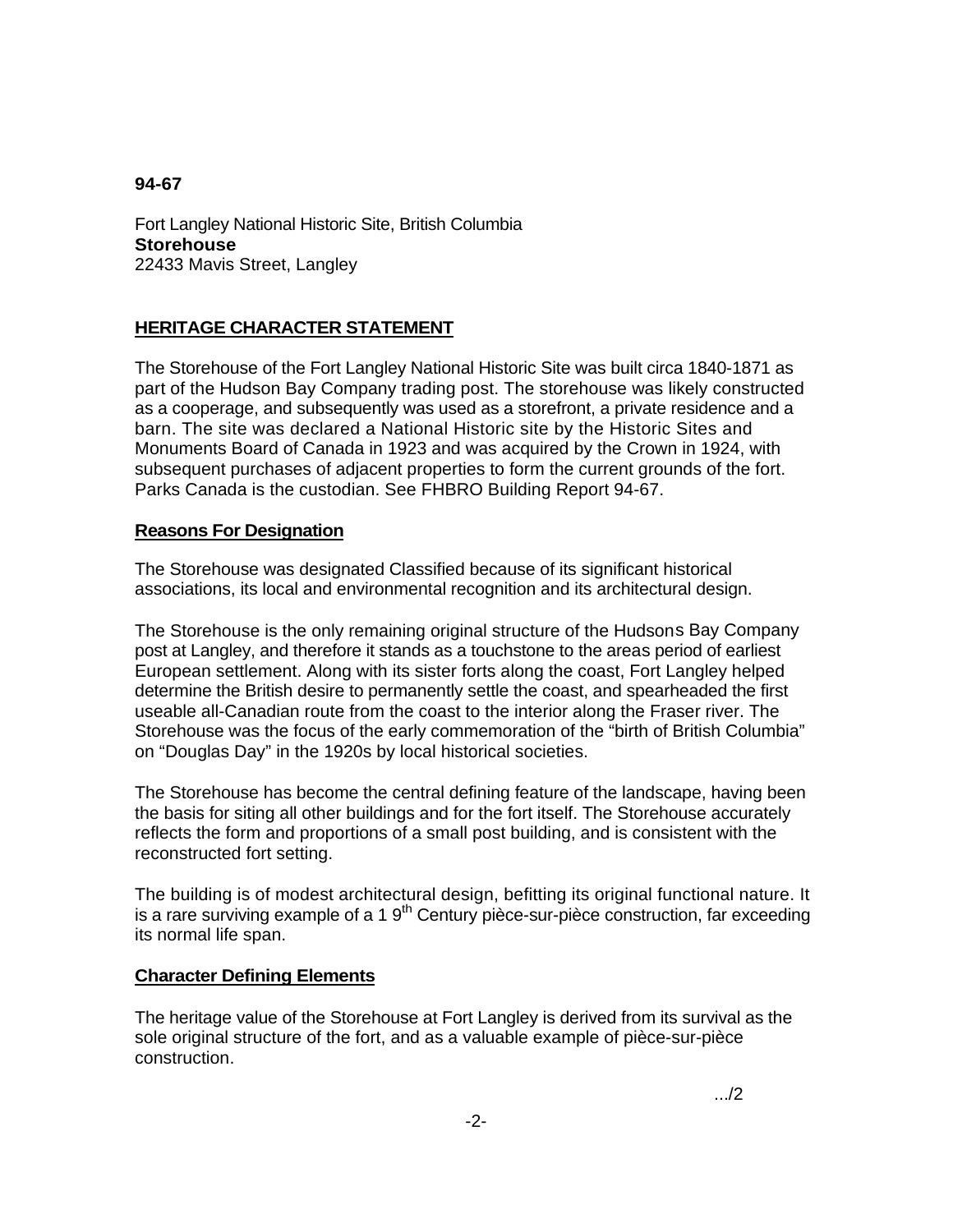**94-67**

Fort Langley National Historic Site, British Columbia
**Storehouse**
22433 Mavis Street, Langley

## HERITAGE CHARACTER STATEMENT

The Storehouse of the Fort Langley National Historic Site was built circa 1840-1871 as part of the Hudson Bay Company trading post. The storehouse was likely constructed as a cooperage, and subsequently was used as a storefront, a private residence and a barn. The site was declared a National Historic site by the Historic Sites and Monuments Board of Canada in 1923 and was acquired by the Crown in 1924, with subsequent purchases of adjacent properties to form the current grounds of the fort. Parks Canada is the custodian. See FHBRO Building Report 94-67.

### Reasons For Designation

The Storehouse was designated Classified because of its significant historical associations, its local and environmental recognition and its architectural design.

The Storehouse is the only remaining original structure of the Hudsons Bay Company post at Langley, and therefore it stands as a touchstone to the areas period of earliest European settlement. Along with its sister forts along the coast, Fort Langley helped determine the British desire to permanently settle the coast, and spearheaded the first useable all-Canadian route from the coast to the interior along the Fraser river. The Storehouse was the focus of the early commemoration of the "birth of British Columbia" on "Douglas Day" in the 1920s by local historical societies.

The Storehouse has become the central defining feature of the landscape, having been the basis for siting all other buildings and for the fort itself. The Storehouse accurately reflects the form and proportions of a small post building, and is consistent with the reconstructed fort setting.

The building is of modest architectural design, befitting its original functional nature. It is a rare surviving example of a 1 9th Century pièce-sur-pièce construction, far exceeding its normal life span.

### Character Defining Elements

The heritage value of the Storehouse at Fort Langley is derived from its survival as the sole original structure of the fort, and as a valuable example of pièce-sur-pièce construction.

.../2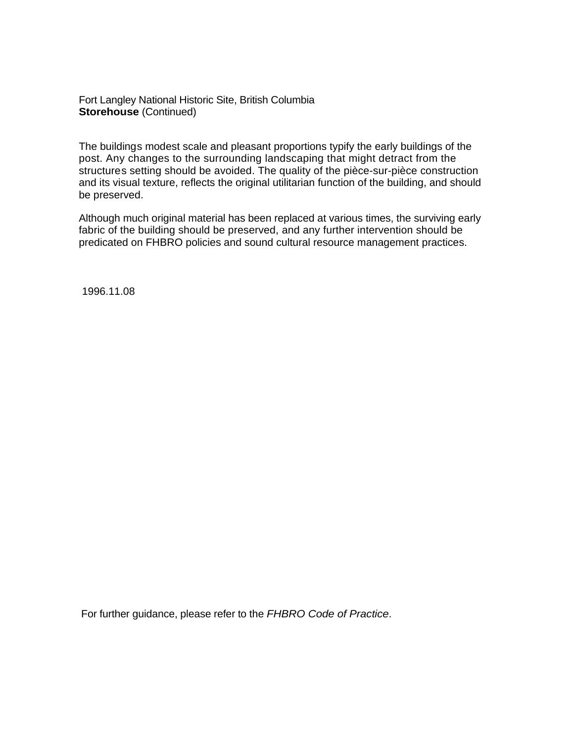Fort Langley National Historic Site, British Columbia
**Storehouse** (Continued)

The buildings modest scale and pleasant proportions typify the early buildings of the post. Any changes to the surrounding landscaping that might detract from the structures setting should be avoided. The quality of the pièce-sur-pièce construction and its visual texture, reflects the original utilitarian function of the building, and should be preserved.

Although much original material has been replaced at various times, the surviving early fabric of the building should be preserved, and any further intervention should be predicated on FHBRO policies and sound cultural resource management practices.

1996.11.08

For further guidance, please refer to the *FHBRO Code of Practice*.